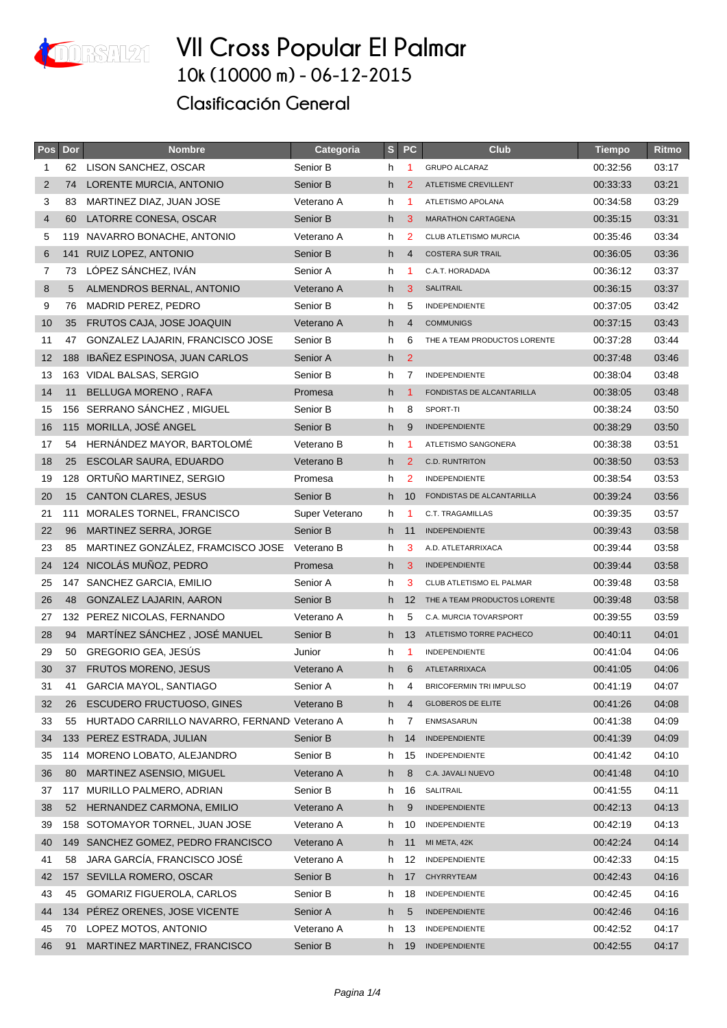# VII Cross Popular El Palmar

## 10k (10000 m) - 06-12-2015

## Clasificación General

| Pos | Dor | Nombre | Categoria | S | PC | Club | Tiempo | Ritmo |
|---|---|---|---|---|---|---|---|---|
| 1 | 62 | LISON SANCHEZ, OSCAR | Senior B | h | 1 | GRUPO ALCARAZ | 00:32:56 | 03:17 |
| 2 | 74 | LORENTE MURCIA, ANTONIO | Senior B | h | 2 | ATLETISME CREVILLENT | 00:33:33 | 03:21 |
| 3 | 83 | MARTINEZ DIAZ, JUAN JOSE | Veterano A | h | 1 | ATLETISMO APOLANA | 00:34:58 | 03:29 |
| 4 | 60 | LATORRE CONESA, OSCAR | Senior B | h | 3 | MARATHON CARTAGENA | 00:35:15 | 03:31 |
| 5 | 119 | NAVARRO BONACHE, ANTONIO | Veterano A | h | 2 | CLUB ATLETISMO MURCIA | 00:35:46 | 03:34 |
| 6 | 141 | RUIZ LOPEZ, ANTONIO | Senior B | h | 4 | COSTERA SUR TRAIL | 00:36:05 | 03:36 |
| 7 | 73 | LÓPEZ SÁNCHEZ, IVÁN | Senior A | h | 1 | C.A.T. HORADADA | 00:36:12 | 03:37 |
| 8 | 5 | ALMENDROS BERNAL, ANTONIO | Veterano A | h | 3 | SALITRAIL | 00:36:15 | 03:37 |
| 9 | 76 | MADRID PEREZ, PEDRO | Senior B | h | 5 | INDEPENDIENTE | 00:37:05 | 03:42 |
| 10 | 35 | FRUTOS CAJA, JOSE JOAQUIN | Veterano A | h | 4 | COMMUNIGS | 00:37:15 | 03:43 |
| 11 | 47 | GONZALEZ LAJARIN, FRANCISCO JOSE | Senior B | h | 6 | THE A TEAM PRODUCTOS LORENTE | 00:37:28 | 03:44 |
| 12 | 188 | IBAÑEZ ESPINOSA, JUAN CARLOS | Senior A | h | 2 | | 00:37:48 | 03:46 |
| 13 | 163 | VIDAL BALSAS, SERGIO | Senior B | h | 7 | INDEPENDIENTE | 00:38:04 | 03:48 |
| 14 | 11 | BELLUGA MORENO , RAFA | Promesa | h | 1 | FONDISTAS DE ALCANTARILLA | 00:38:05 | 03:48 |
| 15 | 156 | SERRANO SÁNCHEZ , MIGUEL | Senior B | h | 8 | SPORT-TI | 00:38:24 | 03:50 |
| 16 | 115 | MORILLA, JOSÉ ANGEL | Senior B | h | 9 | INDEPENDIENTE | 00:38:29 | 03:50 |
| 17 | 54 | HERNÁNDEZ MAYOR, BARTOLOMÉ | Veterano B | h | 1 | ATLETISMO SANGONERA | 00:38:38 | 03:51 |
| 18 | 25 | ESCOLAR SAURA, EDUARDO | Veterano B | h | 2 | C.D. RUNTRITON | 00:38:50 | 03:53 |
| 19 | 128 | ORTUÑO MARTINEZ, SERGIO | Promesa | h | 2 | INDEPENDIENTE | 00:38:54 | 03:53 |
| 20 | 15 | CANTON CLARES, JESUS | Senior B | h | 10 | FONDISTAS DE ALCANTARILLA | 00:39:24 | 03:56 |
| 21 | 111 | MORALES TORNEL, FRANCISCO | Super Veterano | h | 1 | C.T. TRAGAMILLAS | 00:39:35 | 03:57 |
| 22 | 96 | MARTINEZ SERRA, JORGE | Senior B | h | 11 | INDEPENDIENTE | 00:39:43 | 03:58 |
| 23 | 85 | MARTINEZ GONZÁLEZ, FRAMCISCO JOSE | Veterano B | h | 3 | A.D. ATLETARRIXACA | 00:39:44 | 03:58 |
| 24 | 124 | NICOLÁS MUÑOZ, PEDRO | Promesa | h | 3 | INDEPENDIENTE | 00:39:44 | 03:58 |
| 25 | 147 | SANCHEZ GARCIA, EMILIO | Senior A | h | 3 | CLUB ATLETISMO EL PALMAR | 00:39:48 | 03:58 |
| 26 | 48 | GONZALEZ LAJARIN, AARON | Senior B | h | 12 | THE A TEAM PRODUCTOS LORENTE | 00:39:48 | 03:58 |
| 27 | 132 | PEREZ NICOLAS, FERNANDO | Veterano A | h | 5 | C.A. MURCIA TOVARSPORT | 00:39:55 | 03:59 |
| 28 | 94 | MARTÍNEZ SÁNCHEZ , JOSÉ MANUEL | Senior B | h | 13 | ATLETISMO TORRE PACHECO | 00:40:11 | 04:01 |
| 29 | 50 | GREGORIO GEA, JESÚS | Junior | h | 1 | INDEPENDIENTE | 00:41:04 | 04:06 |
| 30 | 37 | FRUTOS MORENO, JESUS | Veterano A | h | 6 | ATLETARRIXACA | 00:41:05 | 04:06 |
| 31 | 41 | GARCIA MAYOL, SANTIAGO | Senior A | h | 4 | BRICOFERMIN TRI IMPULSO | 00:41:19 | 04:07 |
| 32 | 26 | ESCUDERO FRUCTUOSO, GINES | Veterano B | h | 4 | GLOBEROS DE ELITE | 00:41:26 | 04:08 |
| 33 | 55 | HURTADO CARRILLO NAVARRO, FERNAND | Veterano A | h | 7 | ENMSASARUN | 00:41:38 | 04:09 |
| 34 | 133 | PEREZ ESTRADA, JULIAN | Senior B | h | 14 | INDEPENDIENTE | 00:41:39 | 04:09 |
| 35 | 114 | MORENO LOBATO, ALEJANDRO | Senior B | h | 15 | INDEPENDIENTE | 00:41:42 | 04:10 |
| 36 | 80 | MARTINEZ ASENSIO, MIGUEL | Veterano A | h | 8 | C.A. JAVALI NUEVO | 00:41:48 | 04:10 |
| 37 | 117 | MURILLO PALMERO, ADRIAN | Senior B | h | 16 | SALITRAIL | 00:41:55 | 04:11 |
| 38 | 52 | HERNANDEZ CARMONA, EMILIO | Veterano A | h | 9 | INDEPENDIENTE | 00:42:13 | 04:13 |
| 39 | 158 | SOTOMAYOR TORNEL, JUAN JOSE | Veterano A | h | 10 | INDEPENDIENTE | 00:42:19 | 04:13 |
| 40 | 149 | SANCHEZ GOMEZ, PEDRO FRANCISCO | Veterano A | h | 11 | MI META, 42K | 00:42:24 | 04:14 |
| 41 | 58 | JARA GARCÍA, FRANCISCO JOSÉ | Veterano A | h | 12 | INDEPENDIENTE | 00:42:33 | 04:15 |
| 42 | 157 | SEVILLA ROMERO, OSCAR | Senior B | h | 17 | CHYRRYTEAM | 00:42:43 | 04:16 |
| 43 | 45 | GOMARIZ FIGUEROLA, CARLOS | Senior B | h | 18 | INDEPENDIENTE | 00:42:45 | 04:16 |
| 44 | 134 | PÉREZ ORENES, JOSE VICENTE | Senior A | h | 5 | INDEPENDIENTE | 00:42:46 | 04:16 |
| 45 | 70 | LOPEZ MOTOS, ANTONIO | Veterano A | h | 13 | INDEPENDIENTE | 00:42:52 | 04:17 |
| 46 | 91 | MARTINEZ MARTINEZ, FRANCISCO | Senior B | h | 19 | INDEPENDIENTE | 00:42:55 | 04:17 |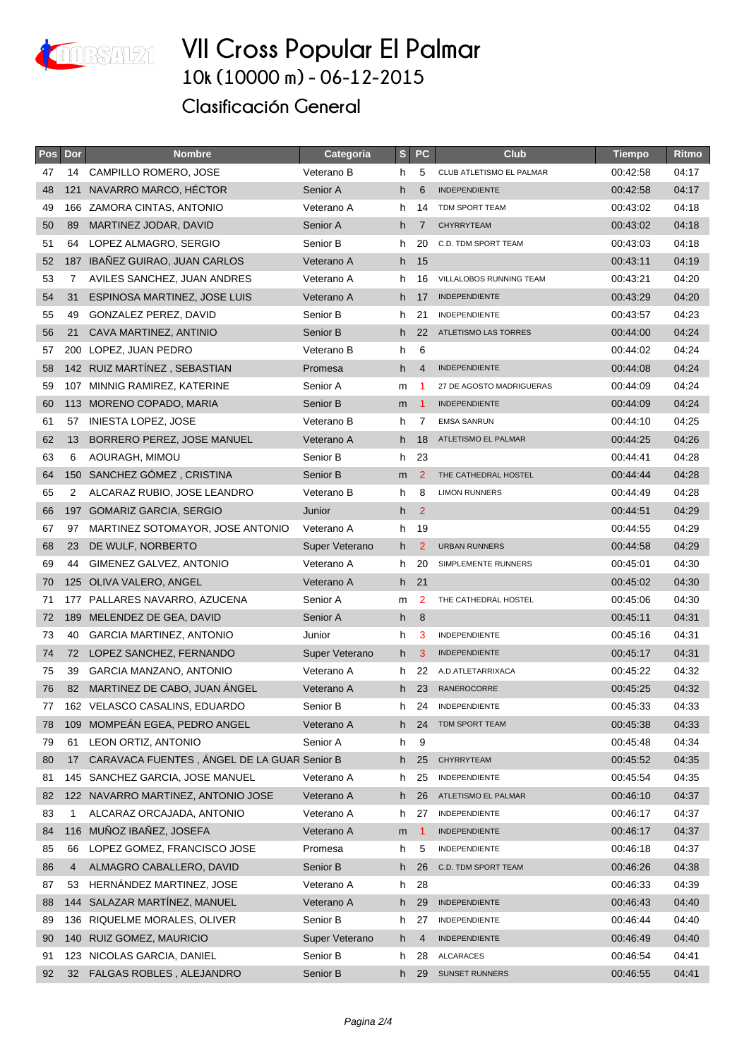# VII Cross Popular El Palmar

## 10k (10000 m) - 06-12-2015

## Clasificación General

| Pos | Dor | Nombre | Categoria | S | PC | Club | Tiempo | Ritmo |
|---|---|---|---|---|---|---|---|---|
| 47 | 14 | CAMPILLO ROMERO, JOSE | Veterano B | h | 5 | CLUB ATLETISMO EL PALMAR | 00:42:58 | 04:17 |
| 48 | 121 | NAVARRO MARCO, HÉCTOR | Senior A | h | 6 | INDEPENDIENTE | 00:42:58 | 04:17 |
| 49 | 166 | ZAMORA CINTAS, ANTONIO | Veterano A | h | 14 | TDM SPORT TEAM | 00:43:02 | 04:18 |
| 50 | 89 | MARTINEZ JODAR, DAVID | Senior A | h | 7 | CHYRRYTEAM | 00:43:02 | 04:18 |
| 51 | 64 | LOPEZ ALMAGRO, SERGIO | Senior B | h | 20 | C.D. TDM SPORT TEAM | 00:43:03 | 04:18 |
| 52 | 187 | IBAÑEZ GUIRAO, JUAN CARLOS | Veterano A | h | 15 | | 00:43:11 | 04:19 |
| 53 | 7 | AVILES SANCHEZ, JUAN ANDRES | Veterano A | h | 16 | VILLALOBOS RUNNING TEAM | 00:43:21 | 04:20 |
| 54 | 31 | ESPINOSA MARTINEZ, JOSE LUIS | Veterano A | h | 17 | INDEPENDIENTE | 00:43:29 | 04:20 |
| 55 | 49 | GONZALEZ PEREZ, DAVID | Senior B | h | 21 | INDEPENDIENTE | 00:43:57 | 04:23 |
| 56 | 21 | CAVA MARTINEZ, ANTINIO | Senior B | h | 22 | ATLETISMO LAS TORRES | 00:44:00 | 04:24 |
| 57 | 200 | LOPEZ, JUAN PEDRO | Veterano B | h | 6 | | 00:44:02 | 04:24 |
| 58 | 142 | RUIZ MARTÍNEZ , SEBASTIAN | Promesa | h | 4 | INDEPENDIENTE | 00:44:08 | 04:24 |
| 59 | 107 | MINNIG RAMIREZ, KATERINE | Senior A | m | 1 | 27 DE AGOSTO MADRIGUERAS | 00:44:09 | 04:24 |
| 60 | 113 | MORENO COPADO, MARIA | Senior B | m | 1 | INDEPENDIENTE | 00:44:09 | 04:24 |
| 61 | 57 | INIESTA LOPEZ, JOSE | Veterano B | h | 7 | EMSA SANRUN | 00:44:10 | 04:25 |
| 62 | 13 | BORRERO PEREZ, JOSE MANUEL | Veterano A | h | 18 | ATLETISMO EL PALMAR | 00:44:25 | 04:26 |
| 63 | 6 | AOURAGH, MIMOU | Senior B | h | 23 | | 00:44:41 | 04:28 |
| 64 | 150 | SANCHEZ GÓMEZ , CRISTINA | Senior B | m | 2 | THE CATHEDRAL HOSTEL | 00:44:44 | 04:28 |
| 65 | 2 | ALCARAZ RUBIO, JOSE LEANDRO | Veterano B | h | 8 | LIMON RUNNERS | 00:44:49 | 04:28 |
| 66 | 197 | GOMARIZ GARCIA, SERGIO | Junior | h | 2 | | 00:44:51 | 04:29 |
| 67 | 97 | MARTINEZ SOTOMAYOR, JOSE ANTONIO | Veterano A | h | 19 | | 00:44:55 | 04:29 |
| 68 | 23 | DE WULF, NORBERTO | Super Veterano | h | 2 | URBAN RUNNERS | 00:44:58 | 04:29 |
| 69 | 44 | GIMENEZ GALVEZ, ANTONIO | Veterano A | h | 20 | SIMPLEMENTE RUNNERS | 00:45:01 | 04:30 |
| 70 | 125 | OLIVA VALERO, ANGEL | Veterano A | h | 21 | | 00:45:02 | 04:30 |
| 71 | 177 | PALLARES NAVARRO, AZUCENA | Senior A | m | 2 | THE CATHEDRAL HOSTEL | 00:45:06 | 04:30 |
| 72 | 189 | MELENDEZ DE GEA, DAVID | Senior A | h | 8 | | 00:45:11 | 04:31 |
| 73 | 40 | GARCIA MARTINEZ, ANTONIO | Junior | h | 3 | INDEPENDIENTE | 00:45:16 | 04:31 |
| 74 | 72 | LOPEZ SANCHEZ, FERNANDO | Super Veterano | h | 3 | INDEPENDIENTE | 00:45:17 | 04:31 |
| 75 | 39 | GARCIA MANZANO, ANTONIO | Veterano A | h | 22 | A.D.ATLETARRIXACA | 00:45:22 | 04:32 |
| 76 | 82 | MARTINEZ DE CABO, JUAN ÁNGEL | Veterano A | h | 23 | RANEROCORRE | 00:45:25 | 04:32 |
| 77 | 162 | VELASCO CASALINS, EDUARDO | Senior B | h | 24 | INDEPENDIENTE | 00:45:33 | 04:33 |
| 78 | 109 | MOMPEÁN EGEA, PEDRO ANGEL | Veterano A | h | 24 | TDM SPORT TEAM | 00:45:38 | 04:33 |
| 79 | 61 | LEON ORTIZ, ANTONIO | Senior A | h | 9 | | 00:45:48 | 04:34 |
| 80 | 17 | CARAVACA FUENTES , ÁNGEL DE LA GUAR | Senior B | h | 25 | CHYRRYTEAM | 00:45:52 | 04:35 |
| 81 | 145 | SANCHEZ GARCIA, JOSE MANUEL | Veterano A | h | 25 | INDEPENDIENTE | 00:45:54 | 04:35 |
| 82 | 122 | NAVARRO MARTINEZ, ANTONIO JOSE | Veterano A | h | 26 | ATLETISMO EL PALMAR | 00:46:10 | 04:37 |
| 83 | 1 | ALCARAZ ORCAJADA, ANTONIO | Veterano A | h | 27 | INDEPENDIENTE | 00:46:17 | 04:37 |
| 84 | 116 | MUÑOZ IBAÑEZ, JOSEFA | Veterano A | m | 1 | INDEPENDIENTE | 00:46:17 | 04:37 |
| 85 | 66 | LOPEZ GOMEZ, FRANCISCO JOSE | Promesa | h | 5 | INDEPENDIENTE | 00:46:18 | 04:37 |
| 86 | 4 | ALMAGRO CABALLERO, DAVID | Senior B | h | 26 | C.D. TDM SPORT TEAM | 00:46:26 | 04:38 |
| 87 | 53 | HERNÁNDEZ MARTINEZ, JOSE | Veterano A | h | 28 | | 00:46:33 | 04:39 |
| 88 | 144 | SALAZAR MARTÍNEZ, MANUEL | Veterano A | h | 29 | INDEPENDIENTE | 00:46:43 | 04:40 |
| 89 | 136 | RIQUELME MORALES, OLIVER | Senior B | h | 27 | INDEPENDIENTE | 00:46:44 | 04:40 |
| 90 | 140 | RUIZ GOMEZ, MAURICIO | Super Veterano | h | 4 | INDEPENDIENTE | 00:46:49 | 04:40 |
| 91 | 123 | NICOLAS GARCIA, DANIEL | Senior B | h | 28 | ALCARACES | 00:46:54 | 04:41 |
| 92 | 32 | FALGAS ROBLES , ALEJANDRO | Senior B | h | 29 | SUNSET RUNNERS | 00:46:55 | 04:41 |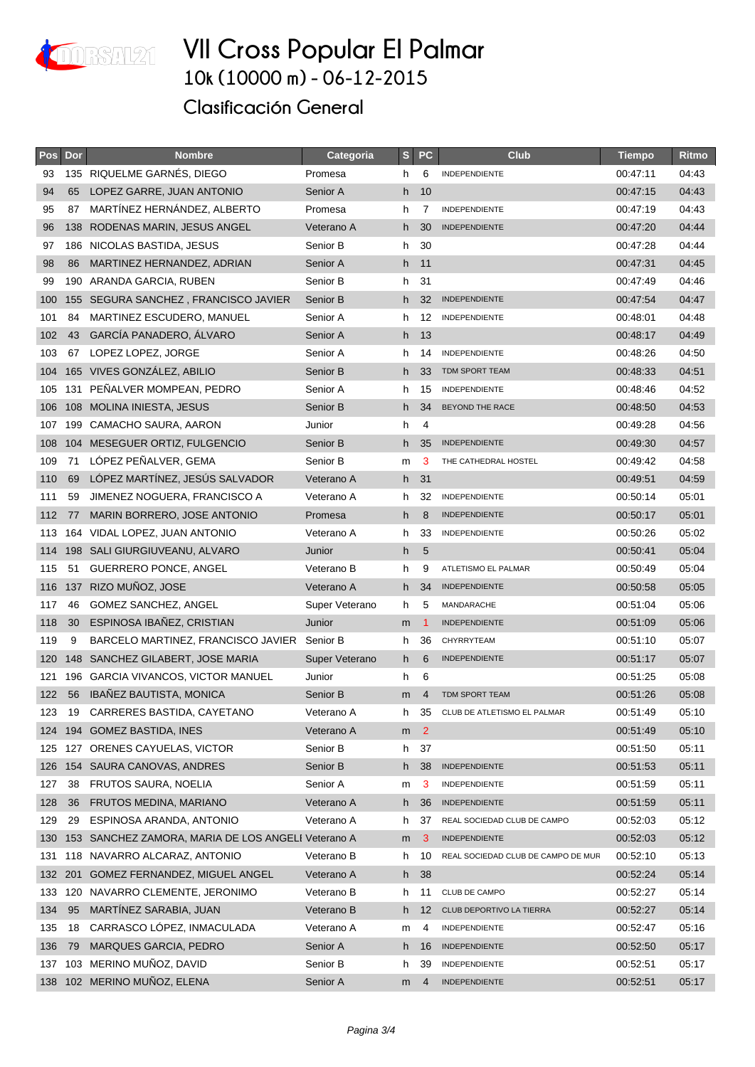# VII Cross Popular El Palmar

## 10k (10000 m) - 06-12-2015

## Clasificación General

| Pos | Dor | Nombre | Categoria | S | PC | Club | Tiempo | Ritmo |
|---|---|---|---|---|---|---|---|---|
| 93 | 135 | RIQUELME GARNÉS, DIEGO | Promesa | h | 6 | INDEPENDIENTE | 00:47:11 | 04:43 |
| 94 | 65 | LOPEZ GARRE, JUAN ANTONIO | Senior A | h | 10 | | 00:47:15 | 04:43 |
| 95 | 87 | MARTÍNEZ HERNÁNDEZ, ALBERTO | Promesa | h | 7 | INDEPENDIENTE | 00:47:19 | 04:43 |
| 96 | 138 | RODENAS MARIN, JESUS ANGEL | Veterano A | h | 30 | INDEPENDIENTE | 00:47:20 | 04:44 |
| 97 | 186 | NICOLAS BASTIDA, JESUS | Senior B | h | 30 | | 00:47:28 | 04:44 |
| 98 | 86 | MARTINEZ HERNANDEZ, ADRIAN | Senior A | h | 11 | | 00:47:31 | 04:45 |
| 99 | 190 | ARANDA GARCIA, RUBEN | Senior B | h | 31 | | 00:47:49 | 04:46 |
| 100 | 155 | SEGURA SANCHEZ , FRANCISCO JAVIER | Senior B | h | 32 | INDEPENDIENTE | 00:47:54 | 04:47 |
| 101 | 84 | MARTINEZ ESCUDERO, MANUEL | Senior A | h | 12 | INDEPENDIENTE | 00:48:01 | 04:48 |
| 102 | 43 | GARCÍA PANADERO, ÁLVARO | Senior A | h | 13 | | 00:48:17 | 04:49 |
| 103 | 67 | LOPEZ LOPEZ, JORGE | Senior A | h | 14 | INDEPENDIENTE | 00:48:26 | 04:50 |
| 104 | 165 | VIVES GONZÁLEZ, ABILIO | Senior B | h | 33 | TDM SPORT TEAM | 00:48:33 | 04:51 |
| 105 | 131 | PEÑALVER MOMPEAN, PEDRO | Senior A | h | 15 | INDEPENDIENTE | 00:48:46 | 04:52 |
| 106 | 108 | MOLINA INIESTA, JESUS | Senior B | h | 34 | BEYOND THE RACE | 00:48:50 | 04:53 |
| 107 | 199 | CAMACHO SAURA, AARON | Junior | h | 4 | | 00:49:28 | 04:56 |
| 108 | 104 | MESEGUER ORTIZ, FULGENCIO | Senior B | h | 35 | INDEPENDIENTE | 00:49:30 | 04:57 |
| 109 | 71 | LÓPEZ PEÑALVER, GEMA | Senior B | m | 3 | THE CATHEDRAL HOSTEL | 00:49:42 | 04:58 |
| 110 | 69 | LÓPEZ MARTÍNEZ, JESÚS SALVADOR | Veterano A | h | 31 | | 00:49:51 | 04:59 |
| 111 | 59 | JIMENEZ NOGUERA, FRANCISCO A | Veterano A | h | 32 | INDEPENDIENTE | 00:50:14 | 05:01 |
| 112 | 77 | MARIN BORRERO, JOSE ANTONIO | Promesa | h | 8 | INDEPENDIENTE | 00:50:17 | 05:01 |
| 113 | 164 | VIDAL LOPEZ, JUAN ANTONIO | Veterano A | h | 33 | INDEPENDIENTE | 00:50:26 | 05:02 |
| 114 | 198 | SALI GIURGIUVEANU, ALVARO | Junior | h | 5 | | 00:50:41 | 05:04 |
| 115 | 51 | GUERRERO PONCE, ANGEL | Veterano B | h | 9 | ATLETISMO EL PALMAR | 00:50:49 | 05:04 |
| 116 | 137 | RIZO MUÑOZ, JOSE | Veterano A | h | 34 | INDEPENDIENTE | 00:50:58 | 05:05 |
| 117 | 46 | GOMEZ SANCHEZ, ANGEL | Super Veterano | h | 5 | MANDARACHE | 00:51:04 | 05:06 |
| 118 | 30 | ESPINOSA IBAÑEZ, CRISTIAN | Junior | m | 1 | INDEPENDIENTE | 00:51:09 | 05:06 |
| 119 | 9 | BARCELO MARTINEZ, FRANCISCO JAVIER | Senior B | h | 36 | CHYRRYTEAM | 00:51:10 | 05:07 |
| 120 | 148 | SANCHEZ GILABERT, JOSE MARIA | Super Veterano | h | 6 | INDEPENDIENTE | 00:51:17 | 05:07 |
| 121 | 196 | GARCIA VIVANCOS, VICTOR MANUEL | Junior | h | 6 | | 00:51:25 | 05:08 |
| 122 | 56 | IBAÑEZ BAUTISTA, MONICA | Senior B | m | 4 | TDM SPORT TEAM | 00:51:26 | 05:08 |
| 123 | 19 | CARRERES BASTIDA, CAYETANO | Veterano A | h | 35 | CLUB DE ATLETISMO EL PALMAR | 00:51:49 | 05:10 |
| 124 | 194 | GOMEZ BASTIDA, INES | Veterano A | m | 2 | | 00:51:49 | 05:10 |
| 125 | 127 | ORENES CAYUELAS, VICTOR | Senior B | h | 37 | | 00:51:50 | 05:11 |
| 126 | 154 | SAURA CANOVAS, ANDRES | Senior B | h | 38 | INDEPENDIENTE | 00:51:53 | 05:11 |
| 127 | 38 | FRUTOS SAURA, NOELIA | Senior A | m | 3 | INDEPENDIENTE | 00:51:59 | 05:11 |
| 128 | 36 | FRUTOS MEDINA, MARIANO | Veterano A | h | 36 | INDEPENDIENTE | 00:51:59 | 05:11 |
| 129 | 29 | ESPINOSA ARANDA, ANTONIO | Veterano A | h | 37 | REAL SOCIEDAD CLUB DE CAMPO | 00:52:03 | 05:12 |
| 130 | 153 | SANCHEZ ZAMORA, MARIA DE LOS ANGELI | Veterano A | m | 3 | INDEPENDIENTE | 00:52:03 | 05:12 |
| 131 | 118 | NAVARRO ALCARAZ, ANTONIO | Veterano B | h | 10 | REAL SOCIEDAD CLUB DE CAMPO DE MUR | 00:52:10 | 05:13 |
| 132 | 201 | GOMEZ FERNANDEZ, MIGUEL ANGEL | Veterano A | h | 38 | | 00:52:24 | 05:14 |
| 133 | 120 | NAVARRO CLEMENTE, JERONIMO | Veterano B | h | 11 | CLUB DE CAMPO | 00:52:27 | 05:14 |
| 134 | 95 | MARTÍNEZ SARABIA, JUAN | Veterano B | h | 12 | CLUB DEPORTIVO LA TIERRA | 00:52:27 | 05:14 |
| 135 | 18 | CARRASCO LÓPEZ, INMACULADA | Veterano A | m | 4 | INDEPENDIENTE | 00:52:47 | 05:16 |
| 136 | 79 | MARQUES GARCIA, PEDRO | Senior A | h | 16 | INDEPENDIENTE | 00:52:50 | 05:17 |
| 137 | 103 | MERINO MUÑOZ, DAVID | Senior B | h | 39 | INDEPENDIENTE | 00:52:51 | 05:17 |
| 138 | 102 | MERINO MUÑOZ, ELENA | Senior A | m | 4 | INDEPENDIENTE | 00:52:51 | 05:17 |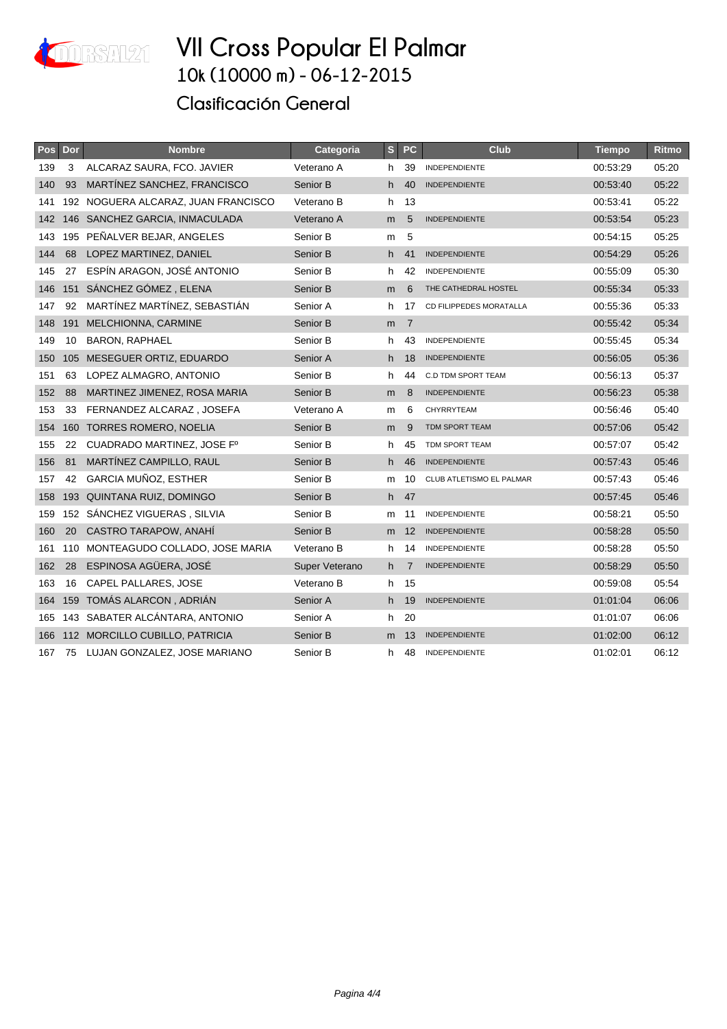# VII Cross Popular El Palmar

## 10k (10000 m) - 06-12-2015

## Clasificación General

| Pos | Dor | Nombre | Categoria | S | PC | Club | Tiempo | Ritmo |
|---|---|---|---|---|---|---|---|---|
| 139 | 3 | ALCARAZ SAURA, FCO. JAVIER | Veterano A | h | 39 | INDEPENDIENTE | 00:53:29 | 05:20 |
| 140 | 93 | MARTÍNEZ SANCHEZ, FRANCISCO | Senior B | h | 40 | INDEPENDIENTE | 00:53:40 | 05:22 |
| 141 | 192 | NOGUERA ALCARAZ, JUAN FRANCISCO | Veterano B | h | 13 | | 00:53:41 | 05:22 |
| 142 | 146 | SANCHEZ GARCIA, INMACULADA | Veterano A | m | 5 | INDEPENDIENTE | 00:53:54 | 05:23 |
| 143 | 195 | PEÑALVER BEJAR, ANGELES | Senior B | m | 5 | | 00:54:15 | 05:25 |
| 144 | 68 | LOPEZ MARTINEZ, DANIEL | Senior B | h | 41 | INDEPENDIENTE | 00:54:29 | 05:26 |
| 145 | 27 | ESPÍN ARAGON, JOSÉ ANTONIO | Senior B | h | 42 | INDEPENDIENTE | 00:55:09 | 05:30 |
| 146 | 151 | SÁNCHEZ GÓMEZ , ELENA | Senior B | m | 6 | THE CATHEDRAL HOSTEL | 00:55:34 | 05:33 |
| 147 | 92 | MARTÍNEZ MARTÍNEZ, SEBASTIÁN | Senior A | h | 17 | CD FILIPPEDES MORATALLA | 00:55:36 | 05:33 |
| 148 | 191 | MELCHIONNA, CARMINE | Senior B | m | 7 | | 00:55:42 | 05:34 |
| 149 | 10 | BARON, RAPHAEL | Senior B | h | 43 | INDEPENDIENTE | 00:55:45 | 05:34 |
| 150 | 105 | MESEGUER ORTIZ, EDUARDO | Senior A | h | 18 | INDEPENDIENTE | 00:56:05 | 05:36 |
| 151 | 63 | LOPEZ ALMAGRO, ANTONIO | Senior B | h | 44 | C.D TDM SPORT TEAM | 00:56:13 | 05:37 |
| 152 | 88 | MARTINEZ JIMENEZ, ROSA MARIA | Senior B | m | 8 | INDEPENDIENTE | 00:56:23 | 05:38 |
| 153 | 33 | FERNANDEZ ALCARAZ , JOSEFA | Veterano A | m | 6 | CHYRRYTEAM | 00:56:46 | 05:40 |
| 154 | 160 | TORRES ROMERO, NOELIA | Senior B | m | 9 | TDM SPORT TEAM | 00:57:06 | 05:42 |
| 155 | 22 | CUADRADO MARTINEZ, JOSE Fº | Senior B | h | 45 | TDM SPORT TEAM | 00:57:07 | 05:42 |
| 156 | 81 | MARTÍNEZ CAMPILLO, RAUL | Senior B | h | 46 | INDEPENDIENTE | 00:57:43 | 05:46 |
| 157 | 42 | GARCIA MUÑOZ, ESTHER | Senior B | m | 10 | CLUB ATLETISMO EL PALMAR | 00:57:43 | 05:46 |
| 158 | 193 | QUINTANA RUIZ, DOMINGO | Senior B | h | 47 | | 00:57:45 | 05:46 |
| 159 | 152 | SÁNCHEZ VIGUERAS , SILVIA | Senior B | m | 11 | INDEPENDIENTE | 00:58:21 | 05:50 |
| 160 | 20 | CASTRO TARAPOW, ANAHÍ | Senior B | m | 12 | INDEPENDIENTE | 00:58:28 | 05:50 |
| 161 | 110 | MONTEAGUDO COLLADO, JOSE MARIA | Veterano B | h | 14 | INDEPENDIENTE | 00:58:28 | 05:50 |
| 162 | 28 | ESPINOSA AGÜERA, JOSÉ | Super Veterano | h | 7 | INDEPENDIENTE | 00:58:29 | 05:50 |
| 163 | 16 | CAPEL PALLARES, JOSE | Veterano B | h | 15 | | 00:59:08 | 05:54 |
| 164 | 159 | TOMÁS ALARCON , ADRIÁN | Senior A | h | 19 | INDEPENDIENTE | 01:01:04 | 06:06 |
| 165 | 143 | SABATER ALCÁNTARA, ANTONIO | Senior A | h | 20 | | 01:01:07 | 06:06 |
| 166 | 112 | MORCILLO CUBILLO, PATRICIA | Senior B | m | 13 | INDEPENDIENTE | 01:02:00 | 06:12 |
| 167 | 75 | LUJAN GONZALEZ, JOSE MARIANO | Senior B | h | 48 | INDEPENDIENTE | 01:02:01 | 06:12 |